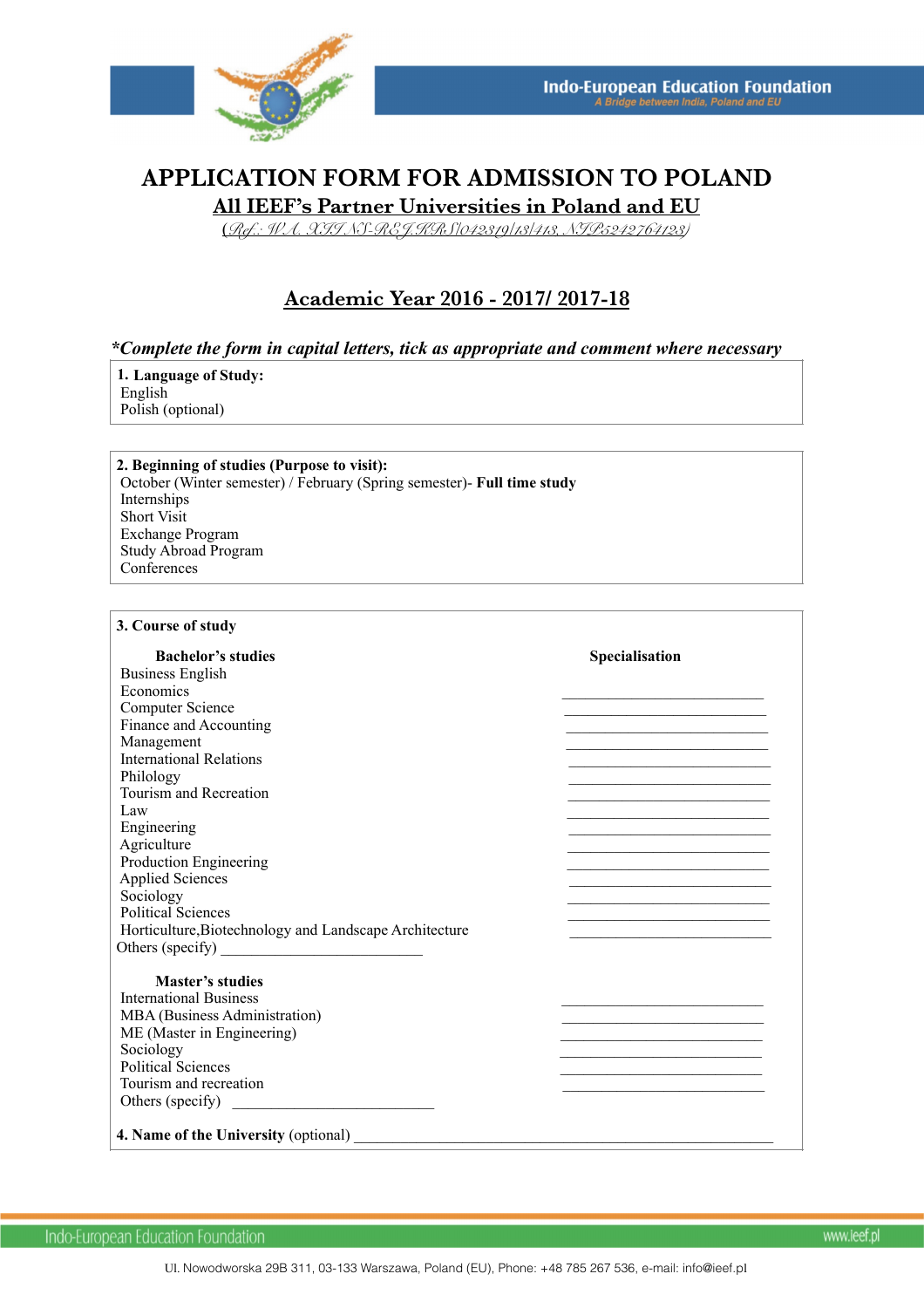Indo-European Education Foundation
*A Bridge between India, Poland and EU*

# APPLICATION FORM FOR ADMISSION TO POLAND

## All IEEF's Partner Universities in Poland and EU

(Ref.: WA. XIII NS-REJ.KRS/042319/13/113, NIP5242764123)

## Academic Year 2016 - 2017/ 2017-18

***Complete the form in capital letters, tick as appropriate and comment where necessary**

**1. Language of Study:**
English
Polish (optional)

**2. Beginning of studies (Purpose to visit):**
October (Winter semester) / February (Spring semester)- **Full time study**
Internships
Short Visit
Exchange Program
Study Abroad Program
Conferences

**3. Course of study**

| **Bachelor's studies** | **Specialisation** |
|---|---|
| Business English | |
| Economics | ___________________________ |
| Computer Science | ___________________________ |
| Finance and Accounting | ___________________________ |
| Management | ___________________________ |
| International Relations | ___________________________ |
| Philology | ___________________________ |
| Tourism and Recreation | ___________________________ |
| Law | ___________________________ |
| Engineering | ___________________________ |
| Agriculture | ___________________________ |
| Production Engineering | ___________________________ |
| Applied Sciences | ___________________________ |
| Sociology | ___________________________ |
| Political Sciences | ___________________________ |
| Horticulture,Biotechnology and Landscape Architecture | ___________________________ |
| Others (specify) ___________________________ | |

| **Master's studies** | |
|---|---|
| International Business | ___________________________ |
| MBA (Business Administration) | ___________________________ |
| ME (Master in Engineering) | ___________________________ |
| Sociology | ___________________________ |
| Political Sciences | ___________________________ |
| Tourism and recreation | ___________________________ |
| Others (specify) ___________________________ | |

**4. Name of the University** (optional) ___________________________________________________________

Indo-European Education Foundation www.ieef.pl

Ul. Nowodworska 29B 311, 03-133 Warszawa, Poland (EU), Phone: +48 785 267 536, e-mail: info@ieef.pl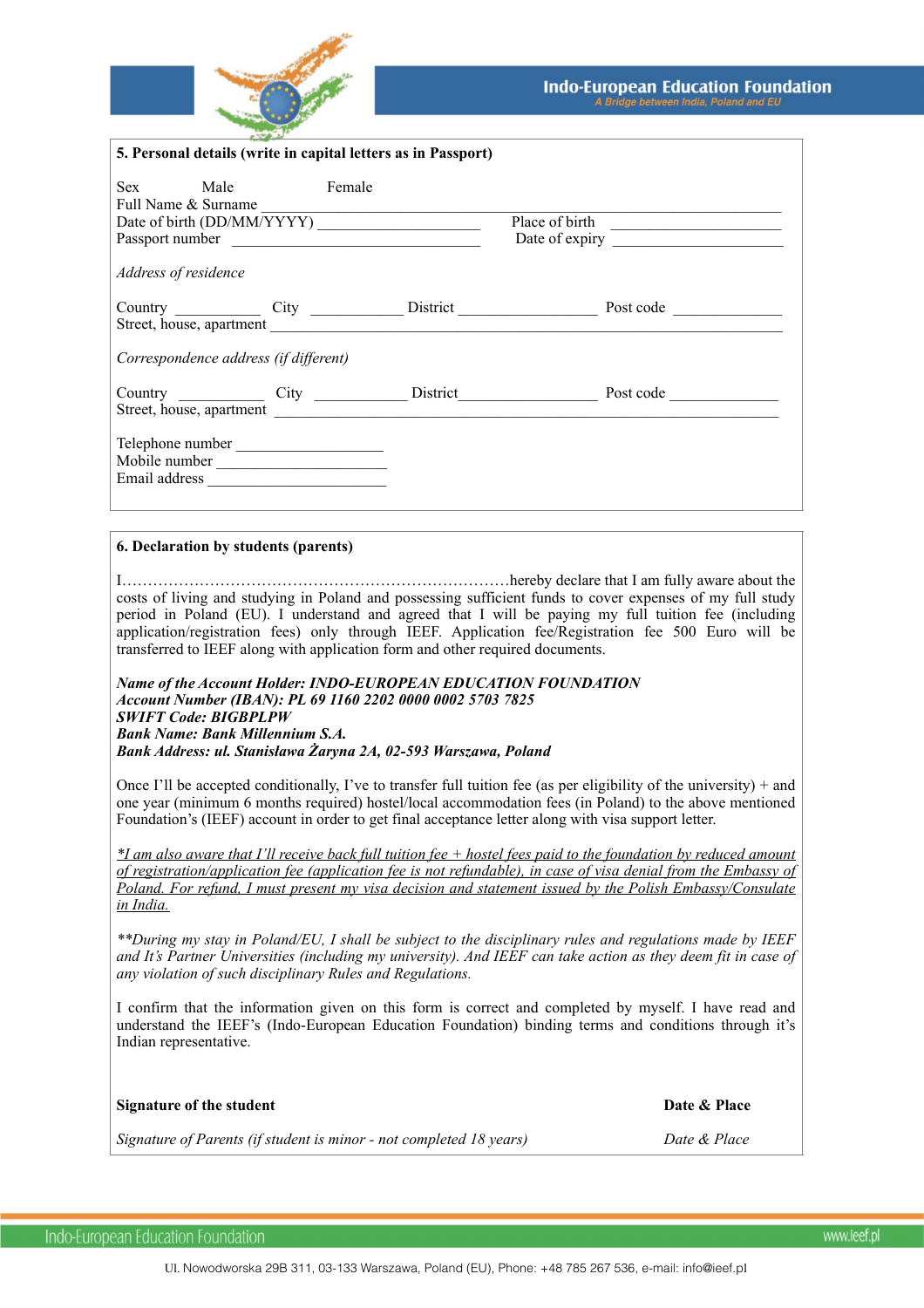**5. Personal details (write in capital letters as in Passport)**

Sex Male Female

Full Name & Surname ____________________________________________

Date of birth (DD/MM/YYYY) ____________________ Place of birth ____________________

Passport number ____________________ Date of expiry ____________________

*Address of residence*

Country __________ City __________ District ______________ Post code ____________

Street, house, apartment ____________________________________________

*Correspondence address (if different)*

Country __________ City __________ District______________ Post code ____________

Street, house, apartment ____________________________________________

Telephone number __________________

Mobile number ____________________

Email address _____________________

**6. Declaration by students (parents)**

I…………………………………………………………………hereby declare that I am fully aware about the costs of living and studying in Poland and possessing sufficient funds to cover expenses of my full study period in Poland (EU). I understand and agreed that I will be paying my full tuition fee (including application/registration fees) only through IEEF. Application fee/Registration fee 500 Euro will be transferred to IEEF along with application form and other required documents.

***Name of the Account Holder: INDO-EUROPEAN EDUCATION FOUNDATION***
***Account Number (IBAN): PL 69 1160 2202 0000 0002 5703 7825***
***SWIFT Code: BIGBPLPW***
***Bank Name: Bank Millennium S.A.***
***Bank Address: ul. Stanisława Żaryna 2A, 02-593 Warszawa, Poland***

Once I'll be accepted conditionally, I've to transfer full tuition fee (as per eligibility of the university) + and one year (minimum 6 months required) hostel/local accommodation fees (in Poland) to the above mentioned Foundation's (IEEF) account in order to get final acceptance letter along with visa support letter.

*<u>*I am also aware that I'll receive back full tuition fee + hostel fees paid to the foundation by reduced amount of registration/application fee (application fee is not refundable), in case of visa denial from the Embassy of Poland. For refund, I must present my visa decision and statement issued by the Polish Embassy/Consulate in India.</u>*

*\*\*During my stay in Poland/EU, I shall be subject to the disciplinary rules and regulations made by IEEF and It's Partner Universities (including my university). And IEEF can take action as they deem fit in case of any violation of such disciplinary Rules and Regulations.*

I confirm that the information given on this form is correct and completed by myself. I have read and understand the IEEF's (Indo-European Education Foundation) binding terms and conditions through it's Indian representative.

**Signature of the student** **Date & Place**

*Signature of Parents (if student is minor - not completed 18 years)* *Date & Place*